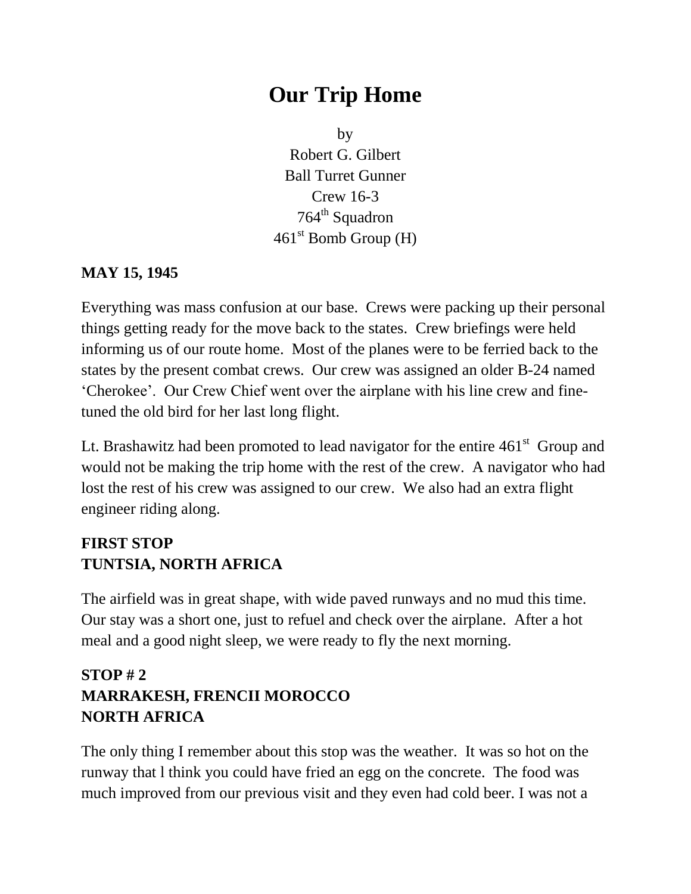# Our Trip Home

by
Robert G. Gilbert
Ball Turret Gunner
Crew 16-3
764th Squadron
461st Bomb Group (H)

**MAY 15, 1945**

Everything was mass confusion at our base. Crews were packing up their personal things getting ready for the move back to the states. Crew briefings were held informing us of our route home. Most of the planes were to be ferried back to the states by the present combat crews. Our crew was assigned an older B-24 named 'Cherokee'. Our Crew Chief went over the airplane with his line crew and fine-tuned the old bird for her last long flight.

Lt. Brashawitz had been promoted to lead navigator for the entire 461st Group and would not be making the trip home with the rest of the crew. A navigator who had lost the rest of his crew was assigned to our crew. We also had an extra flight engineer riding along.

**FIRST STOP**
**TUNTSIA, NORTH AFRICA**

The airfield was in great shape, with wide paved runways and no mud this time. Our stay was a short one, just to refuel and check over the airplane. After a hot meal and a good night sleep, we were ready to fly the next morning.

**STOP # 2**
**MARRAKESH, FRENCII MOROCCO**
**NORTH AFRICA**

The only thing I remember about this stop was the weather. It was so hot on the runway that I think you could have fried an egg on the concrete. The food was much improved from our previous visit and they even had cold beer. I was not a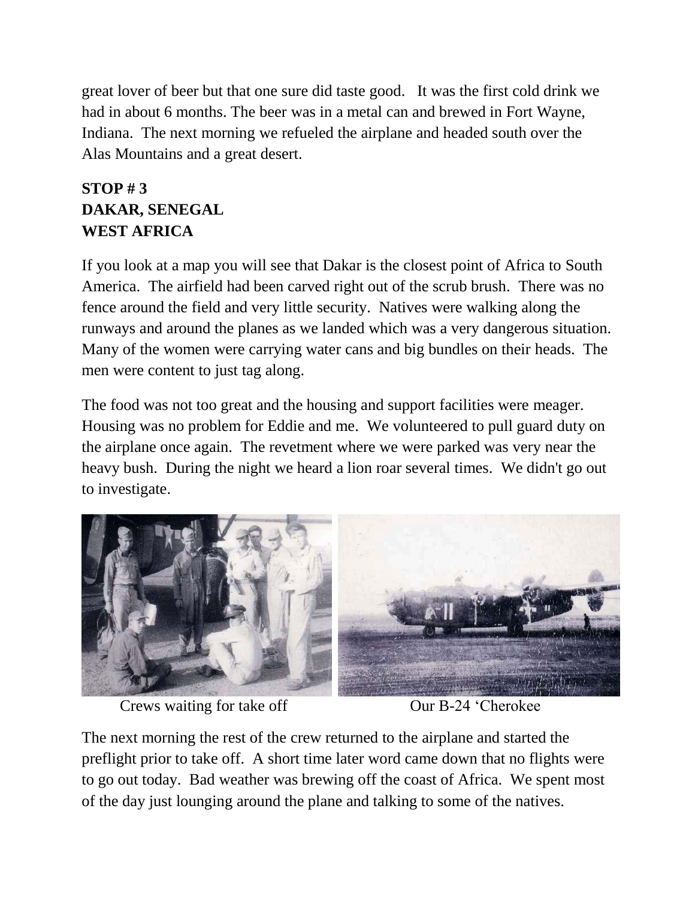great lover of beer but that one sure did taste good. It was the first cold drink we had in about 6 months. The beer was in a metal can and brewed in Fort Wayne, Indiana. The next morning we refueled the airplane and headed south over the Alas Mountains and a great desert.

**STOP # 3**
**DAKAR, SENEGAL**
**WEST AFRICA**

If you look at a map you will see that Dakar is the closest point of Africa to South America. The airfield had been carved right out of the scrub brush. There was no fence around the field and very little security. Natives were walking along the runways and around the planes as we landed which was a very dangerous situation. Many of the women were carrying water cans and big bundles on their heads. The men were content to just tag along.

The food was not too great and the housing and support facilities were meager. Housing was no problem for Eddie and me. We volunteered to pull guard duty on the airplane once again. The revetment where we were parked was very near the heavy bush. During the night we heard a lion roar several times. We didn't go out to investigate.

Crews waiting for take off

Our B-24 'Cherokee

The next morning the rest of the crew returned to the airplane and started the preflight prior to take off. A short time later word came down that no flights were to go out today. Bad weather was brewing off the coast of Africa. We spent most of the day just lounging around the plane and talking to some of the natives.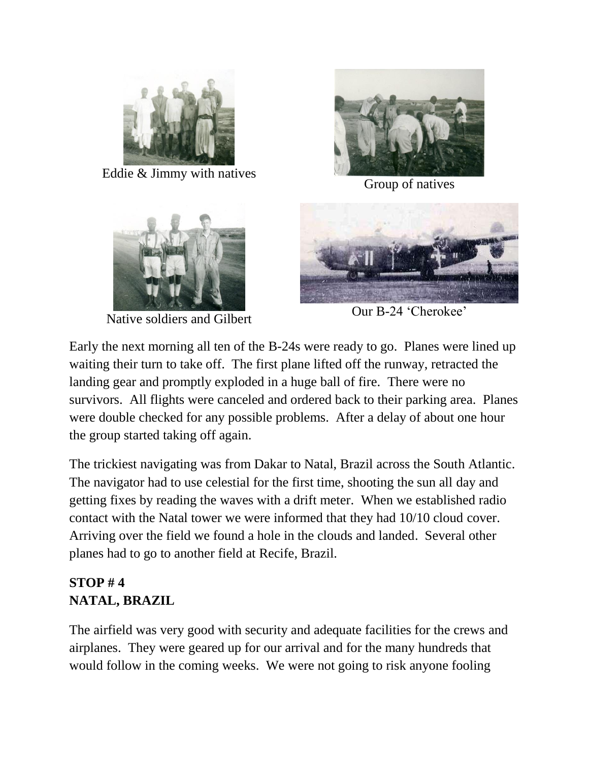Eddie & Jimmy with natives

Group of natives

Native soldiers and Gilbert

Our B-24 'Cherokee'

Early the next morning all ten of the B-24s were ready to go. Planes were lined up waiting their turn to take off. The first plane lifted off the runway, retracted the landing gear and promptly exploded in a huge ball of fire. There were no survivors. All flights were canceled and ordered back to their parking area. Planes were double checked for any possible problems. After a delay of about one hour the group started taking off again.

The trickiest navigating was from Dakar to Natal, Brazil across the South Atlantic. The navigator had to use celestial for the first time, shooting the sun all day and getting fixes by reading the waves with a drift meter. When we established radio contact with the Natal tower we were informed that they had 10/10 cloud cover. Arriving over the field we found a hole in the clouds and landed. Several other planes had to go to another field at Recife, Brazil.

**STOP # 4**
**NATAL, BRAZIL**

The airfield was very good with security and adequate facilities for the crews and airplanes. They were geared up for our arrival and for the many hundreds that would follow in the coming weeks. We were not going to risk anyone fooling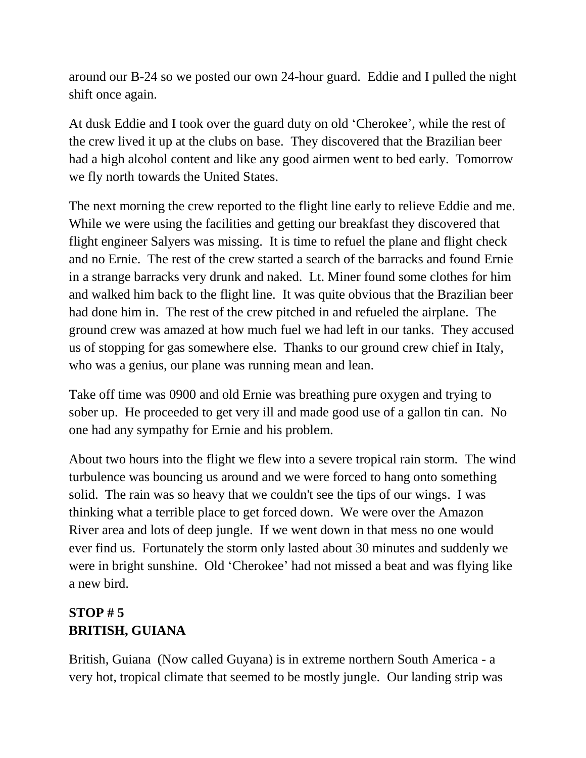around our B-24 so we posted our own 24-hour guard. Eddie and I pulled the night shift once again.

At dusk Eddie and I took over the guard duty on old ‘Cherokee’, while the rest of the crew lived it up at the clubs on base. They discovered that the Brazilian beer had a high alcohol content and like any good airmen went to bed early. Tomorrow we fly north towards the United States.

The next morning the crew reported to the flight line early to relieve Eddie and me. While we were using the facilities and getting our breakfast they discovered that flight engineer Salyers was missing. It is time to refuel the plane and flight check and no Ernie. The rest of the crew started a search of the barracks and found Ernie in a strange barracks very drunk and naked. Lt. Miner found some clothes for him and walked him back to the flight line. It was quite obvious that the Brazilian beer had done him in. The rest of the crew pitched in and refueled the airplane. The ground crew was amazed at how much fuel we had left in our tanks. They accused us of stopping for gas somewhere else. Thanks to our ground crew chief in Italy, who was a genius, our plane was running mean and lean.

Take off time was 0900 and old Ernie was breathing pure oxygen and trying to sober up. He proceeded to get very ill and made good use of a gallon tin can. No one had any sympathy for Ernie and his problem.

About two hours into the flight we flew into a severe tropical rain storm. The wind turbulence was bouncing us around and we were forced to hang onto something solid. The rain was so heavy that we couldn't see the tips of our wings. I was thinking what a terrible place to get forced down. We were over the Amazon River area and lots of deep jungle. If we went down in that mess no one would ever find us. Fortunately the storm only lasted about 30 minutes and suddenly we were in bright sunshine. Old ‘Cherokee’ had not missed a beat and was flying like a new bird.

**STOP # 5**
**BRITISH, GUIANA**

British, Guiana (Now called Guyana) is in extreme northern South America - a very hot, tropical climate that seemed to be mostly jungle. Our landing strip was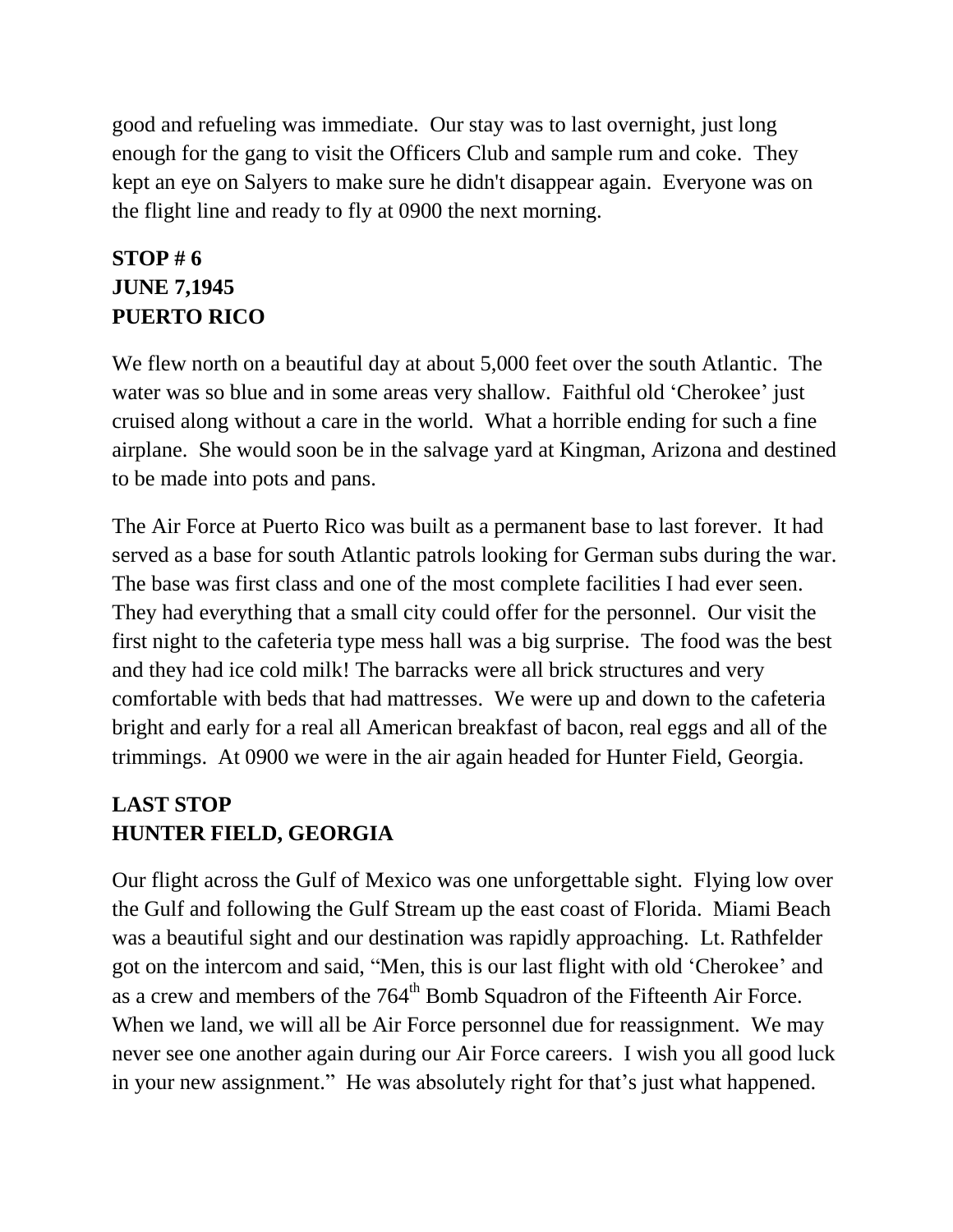good and refueling was immediate. Our stay was to last overnight, just long enough for the gang to visit the Officers Club and sample rum and coke. They kept an eye on Salyers to make sure he didn't disappear again. Everyone was on the flight line and ready to fly at 0900 the next morning.

**STOP # 6**
**JUNE 7,1945**
**PUERTO RICO**

We flew north on a beautiful day at about 5,000 feet over the south Atlantic. The water was so blue and in some areas very shallow. Faithful old 'Cherokee' just cruised along without a care in the world. What a horrible ending for such a fine airplane. She would soon be in the salvage yard at Kingman, Arizona and destined to be made into pots and pans.

The Air Force at Puerto Rico was built as a permanent base to last forever. It had served as a base for south Atlantic patrols looking for German subs during the war. The base was first class and one of the most complete facilities I had ever seen. They had everything that a small city could offer for the personnel. Our visit the first night to the cafeteria type mess hall was a big surprise. The food was the best and they had ice cold milk! The barracks were all brick structures and very comfortable with beds that had mattresses. We were up and down to the cafeteria bright and early for a real all American breakfast of bacon, real eggs and all of the trimmings. At 0900 we were in the air again headed for Hunter Field, Georgia.

**LAST STOP**
**HUNTER FIELD, GEORGIA**

Our flight across the Gulf of Mexico was one unforgettable sight. Flying low over the Gulf and following the Gulf Stream up the east coast of Florida. Miami Beach was a beautiful sight and our destination was rapidly approaching. Lt. Rathfelder got on the intercom and said, "Men, this is our last flight with old 'Cherokee' and as a crew and members of the 764th Bomb Squadron of the Fifteenth Air Force. When we land, we will all be Air Force personnel due for reassignment. We may never see one another again during our Air Force careers. I wish you all good luck in your new assignment." He was absolutely right for that's just what happened.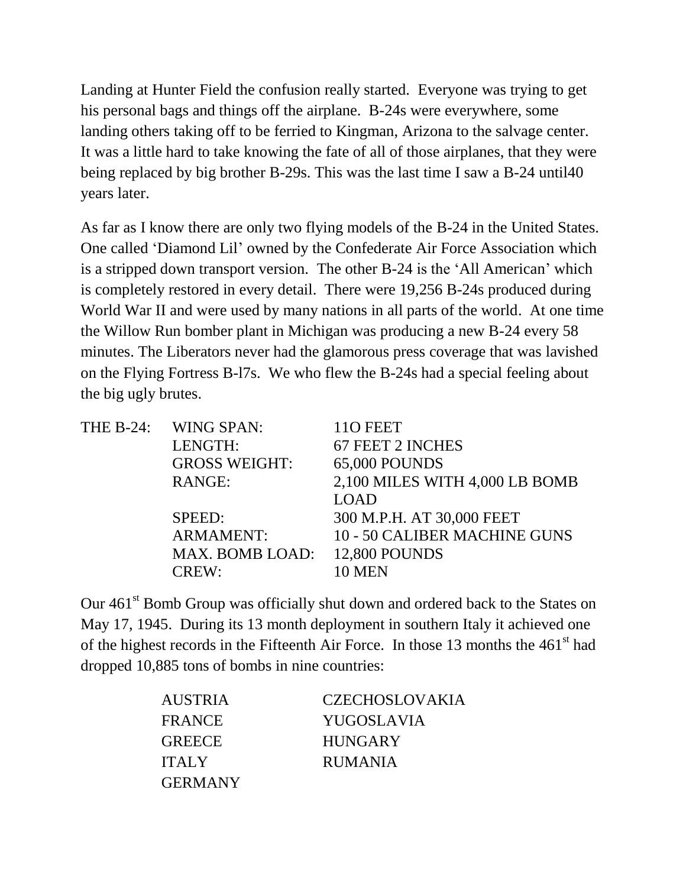Landing at Hunter Field the confusion really started. Everyone was trying to get his personal bags and things off the airplane. B-24s were everywhere, some landing others taking off to be ferried to Kingman, Arizona to the salvage center. It was a little hard to take knowing the fate of all of those airplanes, that they were being replaced by big brother B-29s. This was the last time I saw a B-24 until40 years later.

As far as I know there are only two flying models of the B-24 in the United States. One called 'Diamond Lil' owned by the Confederate Air Force Association which is a stripped down transport version. The other B-24 is the 'All American' which is completely restored in every detail. There were 19,256 B-24s produced during World War II and were used by many nations in all parts of the world. At one time the Willow Run bomber plant in Michigan was producing a new B-24 every 58 minutes. The Liberators never had the glamorous press coverage that was lavished on the Flying Fortress B-l7s. We who flew the B-24s had a special feeling about the big ugly brutes.

| THE B-24: | | |
|---|---|---|
| | WING SPAN: | 11O FEET |
| | LENGTH: | 67 FEET 2 INCHES |
| | GROSS WEIGHT: | 65,000 POUNDS |
| | RANGE: | 2,100 MILES WITH 4,000 LB BOMB LOAD |
| | SPEED: | 300 M.P.H. AT 30,000 FEET |
| | ARMAMENT: | 10 - 50 CALIBER MACHINE GUNS |
| | MAX. BOMB LOAD: | 12,800 POUNDS |
| | CREW: | 10 MEN |

Our 461st Bomb Group was officially shut down and ordered back to the States on May 17, 1945. During its 13 month deployment in southern Italy it achieved one of the highest records in the Fifteenth Air Force. In those 13 months the 461st had dropped 10,885 tons of bombs in nine countries:

| | |
|---|---|
| AUSTRIA | CZECHOSLOVAKIA |
| FRANCE | YUGOSLAVIA |
| GREECE | HUNGARY |
| ITALY | RUMANIA |
| GERMANY | |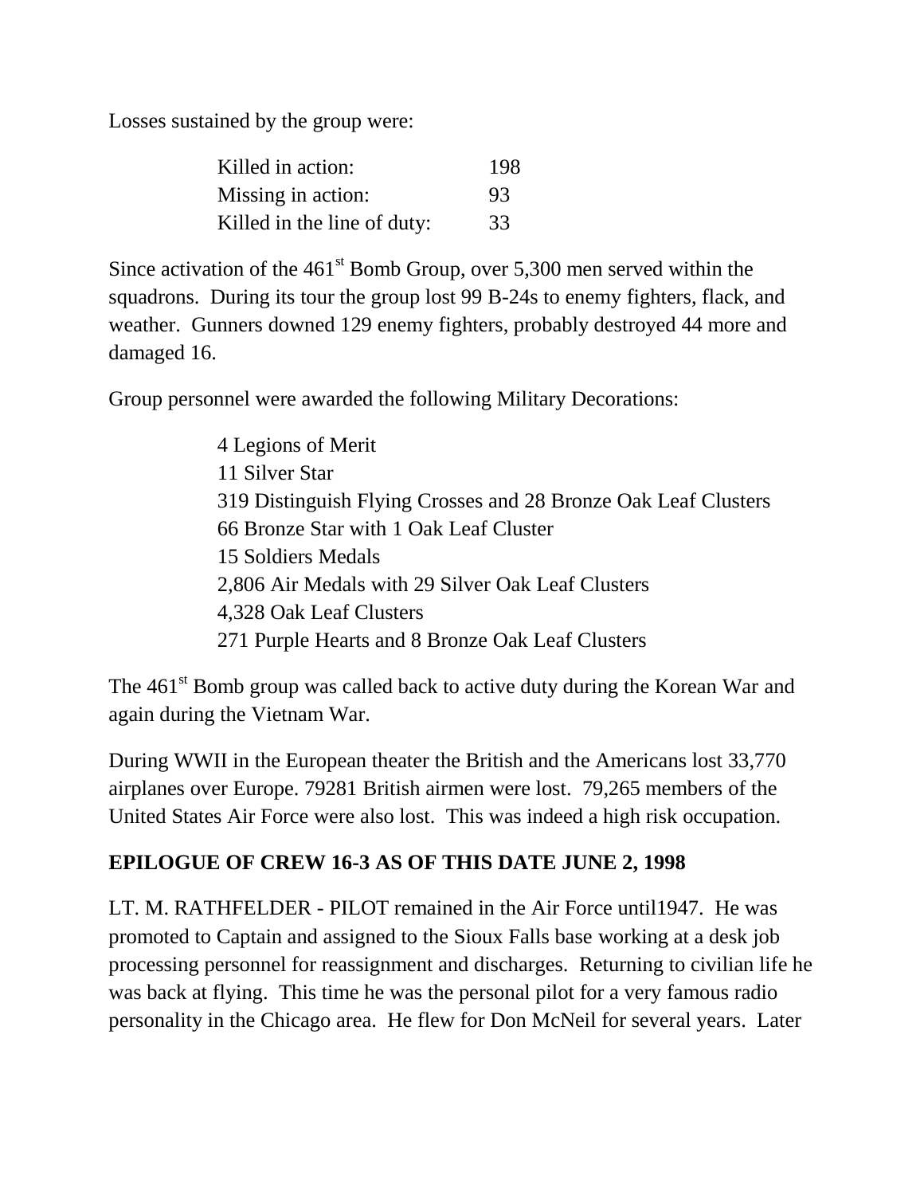Losses sustained by the group were:

| | |
|---|---|
| Killed in action: | 198 |
| Missing in action: | 93 |
| Killed in the line of duty: | 33 |

Since activation of the 461st Bomb Group, over 5,300 men served within the squadrons. During its tour the group lost 99 B-24s to enemy fighters, flack, and weather. Gunners downed 129 enemy fighters, probably destroyed 44 more and damaged 16.

Group personnel were awarded the following Military Decorations:

4 Legions of Merit
11 Silver Star
319 Distinguish Flying Crosses and 28 Bronze Oak Leaf Clusters
66 Bronze Star with 1 Oak Leaf Cluster
15 Soldiers Medals
2,806 Air Medals with 29 Silver Oak Leaf Clusters
4,328 Oak Leaf Clusters
271 Purple Hearts and 8 Bronze Oak Leaf Clusters

The 461st Bomb group was called back to active duty during the Korean War and again during the Vietnam War.

During WWII in the European theater the British and the Americans lost 33,770 airplanes over Europe. 79281 British airmen were lost. 79,265 members of the United States Air Force were also lost. This was indeed a high risk occupation.

**EPILOGUE OF CREW 16-3 AS OF THIS DATE JUNE 2, 1998**

LT. M. RATHFELDER - PILOT remained in the Air Force until1947. He was promoted to Captain and assigned to the Sioux Falls base working at a desk job processing personnel for reassignment and discharges. Returning to civilian life he was back at flying. This time he was the personal pilot for a very famous radio personality in the Chicago area. He flew for Don McNeil for several years. Later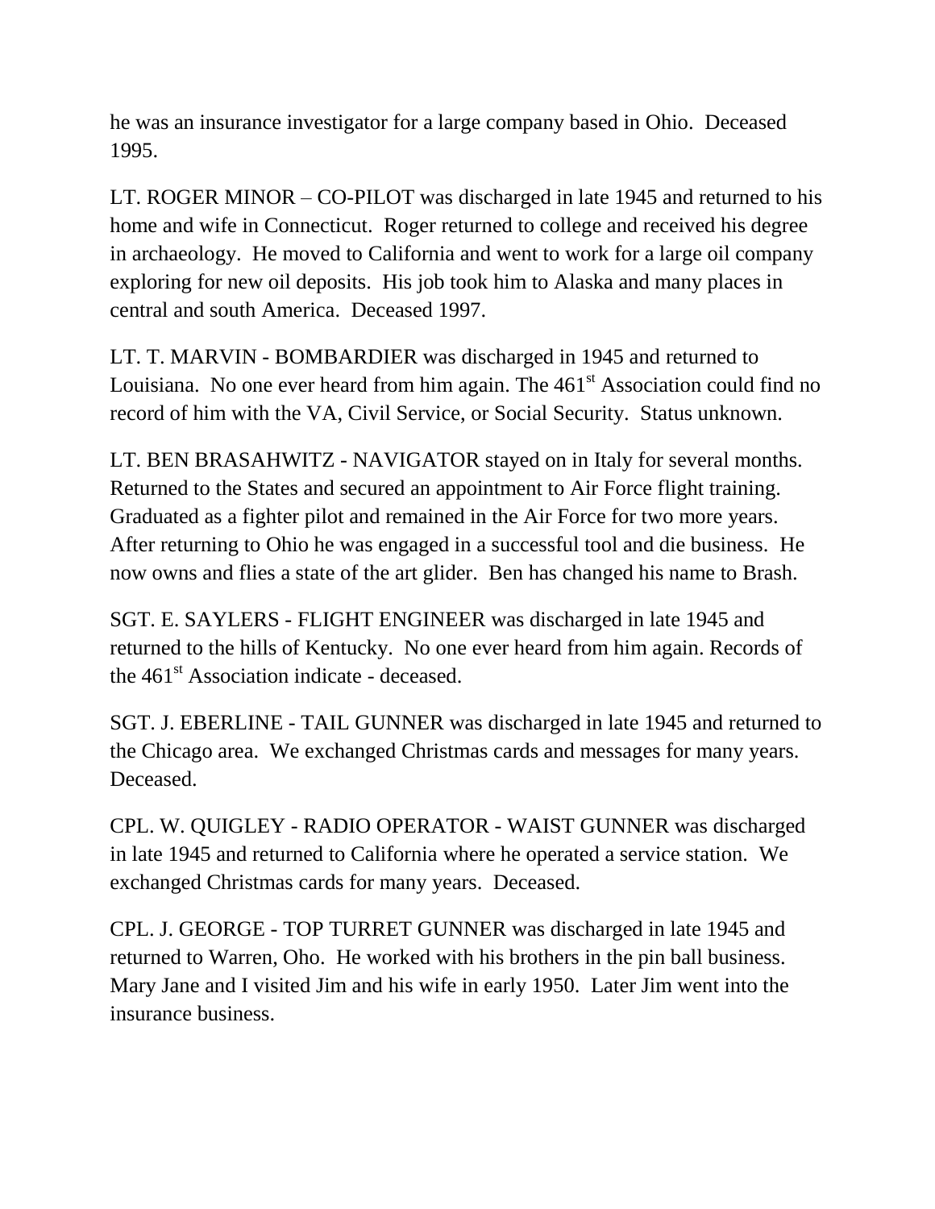he was an insurance investigator for a large company based in Ohio. Deceased 1995.

LT. ROGER MINOR – CO-PILOT was discharged in late 1945 and returned to his home and wife in Connecticut. Roger returned to college and received his degree in archaeology. He moved to California and went to work for a large oil company exploring for new oil deposits. His job took him to Alaska and many places in central and south America. Deceased 1997.

LT. T. MARVIN - BOMBARDIER was discharged in 1945 and returned to Louisiana. No one ever heard from him again. The 461st Association could find no record of him with the VA, Civil Service, or Social Security. Status unknown.

LT. BEN BRASAHWITZ - NAVIGATOR stayed on in Italy for several months. Returned to the States and secured an appointment to Air Force flight training. Graduated as a fighter pilot and remained in the Air Force for two more years. After returning to Ohio he was engaged in a successful tool and die business. He now owns and flies a state of the art glider. Ben has changed his name to Brash.

SGT. E. SAYLERS - FLIGHT ENGINEER was discharged in late 1945 and returned to the hills of Kentucky. No one ever heard from him again. Records of the 461st Association indicate - deceased.

SGT. J. EBERLINE - TAIL GUNNER was discharged in late 1945 and returned to the Chicago area. We exchanged Christmas cards and messages for many years. Deceased.

CPL. W. QUIGLEY - RADIO OPERATOR - WAIST GUNNER was discharged in late 1945 and returned to California where he operated a service station. We exchanged Christmas cards for many years. Deceased.

CPL. J. GEORGE - TOP TURRET GUNNER was discharged in late 1945 and returned to Warren, Oho. He worked with his brothers in the pin ball business. Mary Jane and I visited Jim and his wife in early 1950. Later Jim went into the insurance business.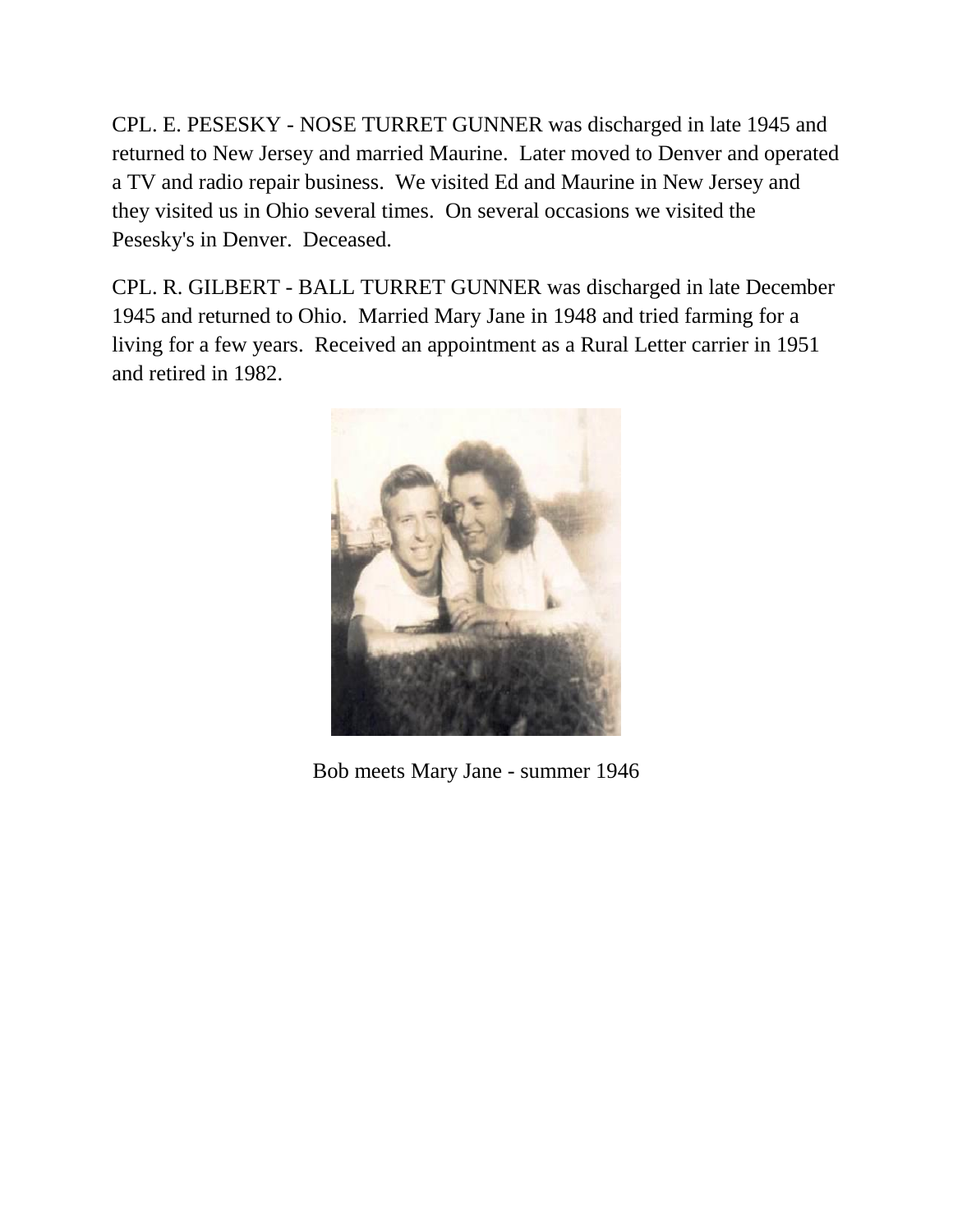CPL. E. PESESKY - NOSE TURRET GUNNER was discharged in late 1945 and returned to New Jersey and married Maurine. Later moved to Denver and operated a TV and radio repair business. We visited Ed and Maurine in New Jersey and they visited us in Ohio several times. On several occasions we visited the Pesesky's in Denver. Deceased.

CPL. R. GILBERT - BALL TURRET GUNNER was discharged in late December 1945 and returned to Ohio. Married Mary Jane in 1948 and tried farming for a living for a few years. Received an appointment as a Rural Letter carrier in 1951 and retired in 1982.

Bob meets Mary Jane - summer 1946